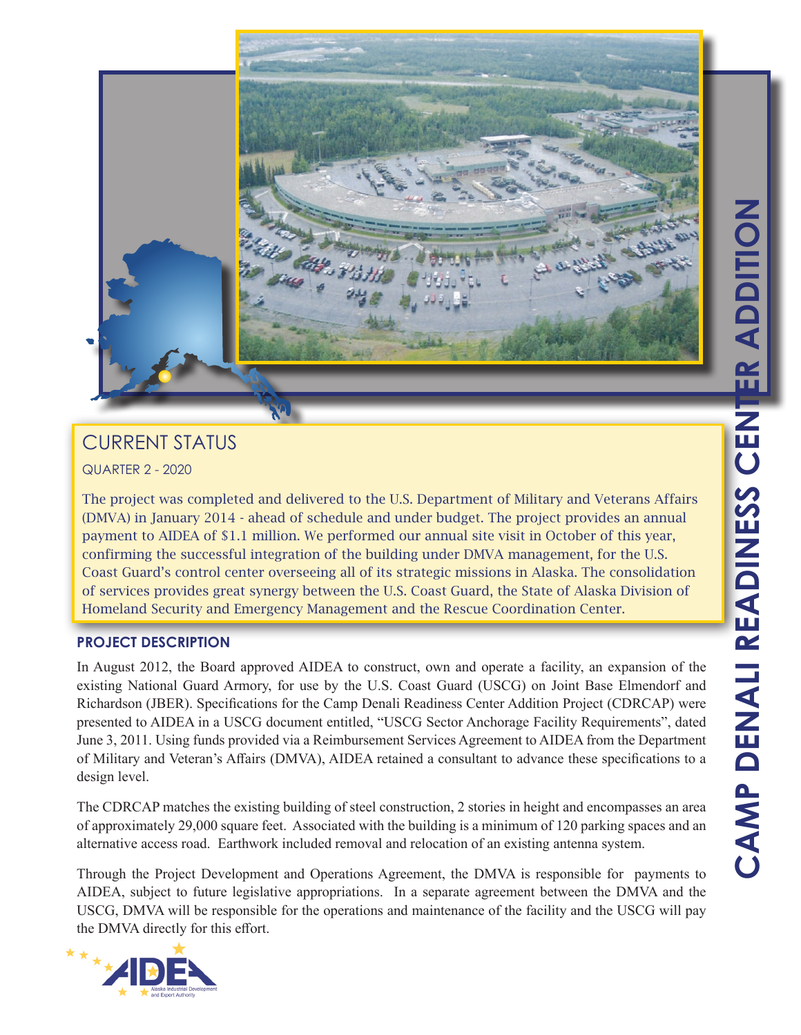# CAMP DENALI READINESS CENTER ADDITION

## CURRENT STATUS

QUARTER 2 - 2020

The project was completed and delivered to the U.S. Department of Military and Veterans Affairs (DMVA) in January 2014 - ahead of schedule and under budget. The project provides an annual payment to AIDEA of $1.1 million. We performed our annual site visit in October of this year, confirming the successful integration of the building under DMVA management, for the U.S. Coast Guard's control center overseeing all of its strategic missions in Alaska. The consolidation of services provides great synergy between the U.S. Coast Guard, the State of Alaska Division of Homeland Security and Emergency Management and the Rescue Coordination Center.

## PROJECT DESCRIPTION

In August 2012, the Board approved AIDEA to construct, own and operate a facility, an expansion of the existing National Guard Armory, for use by the U.S. Coast Guard (USCG) on Joint Base Elmendorf and Richardson (JBER). Specifications for the Camp Denali Readiness Center Addition Project (CDRCAP) were presented to AIDEA in a USCG document entitled, "USCG Sector Anchorage Facility Requirements", dated June 3, 2011. Using funds provided via a Reimbursement Services Agreement to AIDEA from the Department of Military and Veteran's Affairs (DMVA), AIDEA retained a consultant to advance these specifications to a design level.

The CDRCAP matches the existing building of steel construction, 2 stories in height and encompasses an area of approximately 29,000 square feet. Associated with the building is a minimum of 120 parking spaces and an alternative access road. Earthwork included removal and relocation of an existing antenna system.

Through the Project Development and Operations Agreement, the DMVA is responsible for payments to AIDEA, subject to future legislative appropriations. In a separate agreement between the DMVA and the USCG, DMVA will be responsible for the operations and maintenance of the facility and the USCG will pay the DMVA directly for this effort.

AIDEA Alaska Industrial Development and Export Authority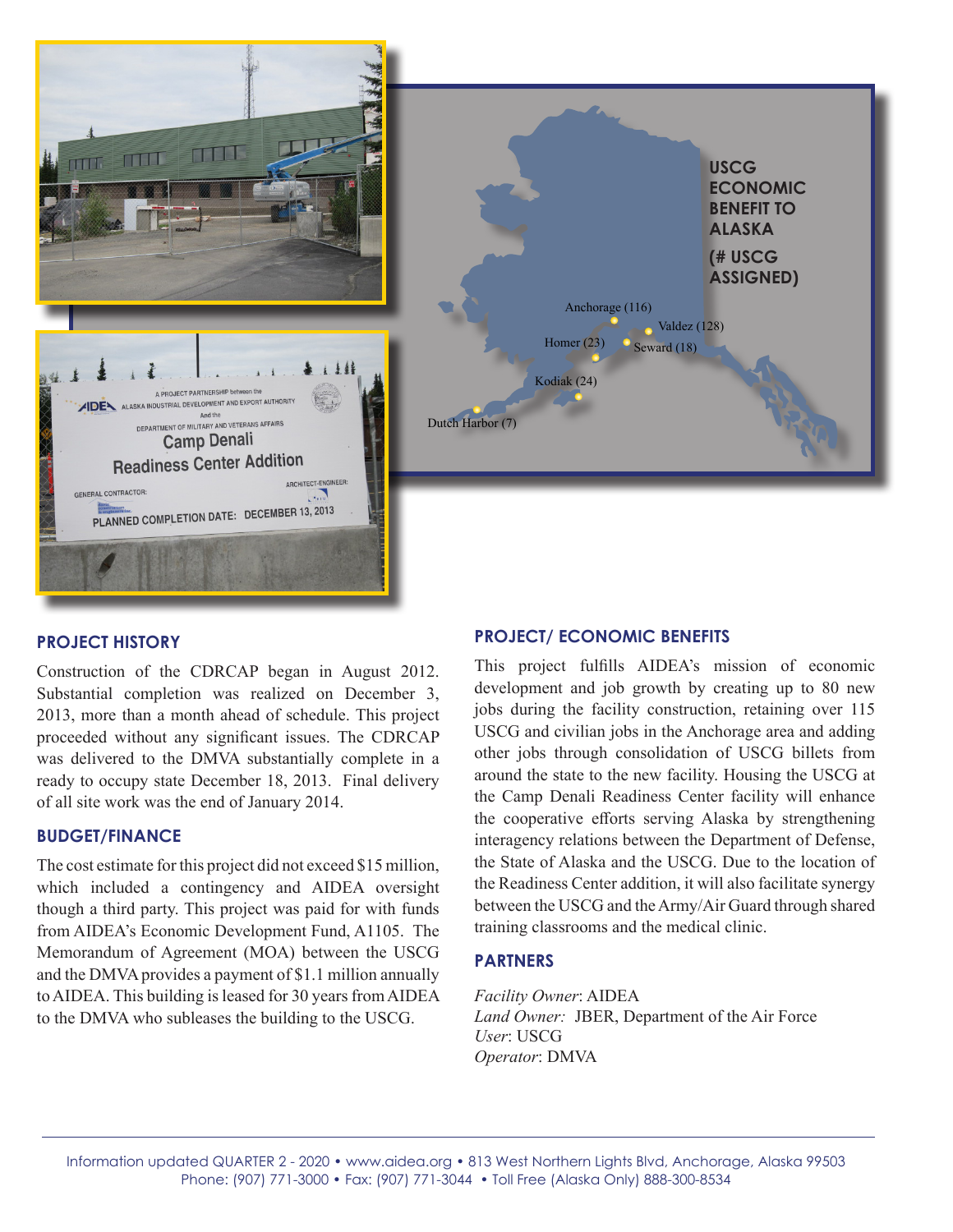USCG ECONOMIC BENEFIT TO ALASKA

(# USCG ASSIGNED)

Anchorage (116)

Valdez (128)

Homer (23)

Seward (18)

Kodiak (24)

Dutch Harbor (7)

## PROJECT HISTORY

Construction of the CDRCAP began in August 2012. Substantial completion was realized on December 3, 2013, more than a month ahead of schedule. This project proceeded without any significant issues. The CDRCAP was delivered to the DMVA substantially complete in a ready to occupy state December 18, 2013. Final delivery of all site work was the end of January 2014.

## BUDGET/FINANCE

The cost estimate for this project did not exceed $15 million, which included a contingency and AIDEA oversight though a third party. This project was paid for with funds from AIDEA's Economic Development Fund, A1105. The Memorandum of Agreement (MOA) between the USCG and the DMVA provides a payment of $1.1 million annually to AIDEA. This building is leased for 30 years from AIDEA to the DMVA who subleases the building to the USCG.

## PROJECT/ ECONOMIC BENEFITS

This project fulfills AIDEA's mission of economic development and job growth by creating up to 80 new jobs during the facility construction, retaining over 115 USCG and civilian jobs in the Anchorage area and adding other jobs through consolidation of USCG billets from around the state to the new facility. Housing the USCG at the Camp Denali Readiness Center facility will enhance the cooperative efforts serving Alaska by strengthening interagency relations between the Department of Defense, the State of Alaska and the USCG. Due to the location of the Readiness Center addition, it will also facilitate synergy between the USCG and the Army/Air Guard through shared training classrooms and the medical clinic.

## PARTNERS

*Facility Owner*: AIDEA
*Land Owner:* JBER, Department of the Air Force
*User*: USCG
*Operator*: DMVA

Information updated QUARTER 2 - 2020 • www.aidea.org • 813 West Northern Lights Blvd, Anchorage, Alaska 99503
Phone: (907) 771-3000 • Fax: (907) 771-3044 • Toll Free (Alaska Only) 888-300-8534